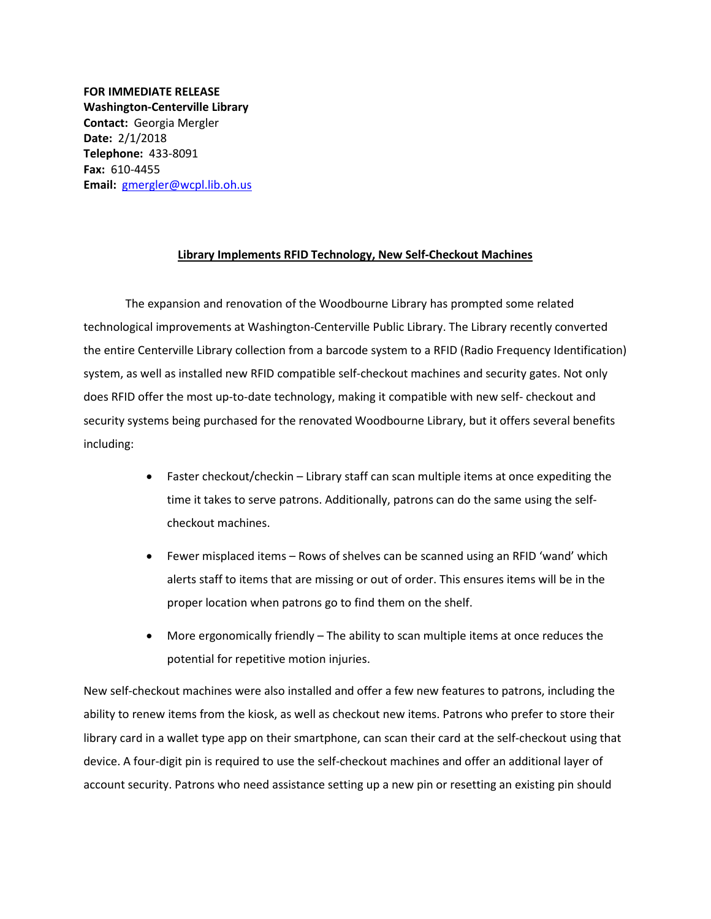**FOR IMMEDIATE RELEASE**
**Washington-Centerville Library**
**Contact:** Georgia Mergler
**Date:** 2/1/2018
**Telephone:** 433-8091
**Fax:** 610-4455
**Email:** gmergler@wcpl.lib.oh.us

## Library Implements RFID Technology, New Self-Checkout Machines

The expansion and renovation of the Woodbourne Library has prompted some related technological improvements at Washington-Centerville Public Library. The Library recently converted the entire Centerville Library collection from a barcode system to a RFID (Radio Frequency Identification) system, as well as installed new RFID compatible self-checkout machines and security gates. Not only does RFID offer the most up-to-date technology, making it compatible with new self- checkout and security systems being purchased for the renovated Woodbourne Library, but it offers several benefits including:

- Faster checkout/checkin – Library staff can scan multiple items at once expediting the time it takes to serve patrons. Additionally, patrons can do the same using the self-checkout machines.
- Fewer misplaced items – Rows of shelves can be scanned using an RFID 'wand' which alerts staff to items that are missing or out of order. This ensures items will be in the proper location when patrons go to find them on the shelf.
- More ergonomically friendly – The ability to scan multiple items at once reduces the potential for repetitive motion injuries.

New self-checkout machines were also installed and offer a few new features to patrons, including the ability to renew items from the kiosk, as well as checkout new items. Patrons who prefer to store their library card in a wallet type app on their smartphone, can scan their card at the self-checkout using that device. A four-digit pin is required to use the self-checkout machines and offer an additional layer of account security. Patrons who need assistance setting up a new pin or resetting an existing pin should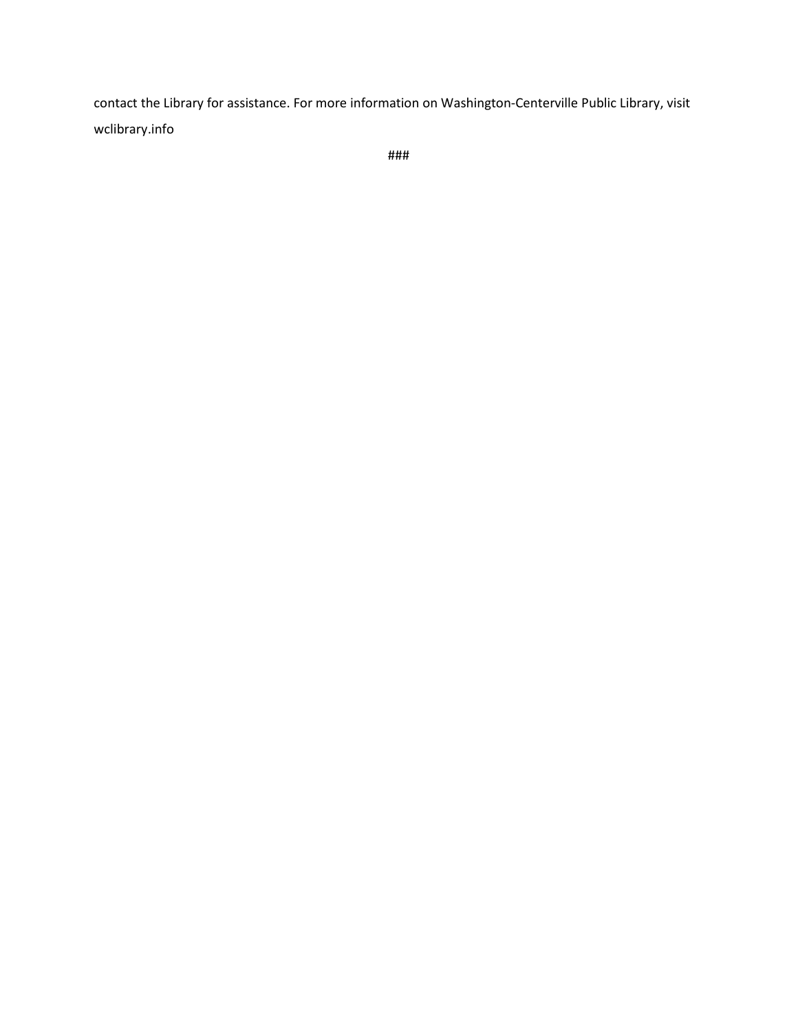contact the Library for assistance. For more information on Washington-Centerville Public Library, visit wclibrary.info

###